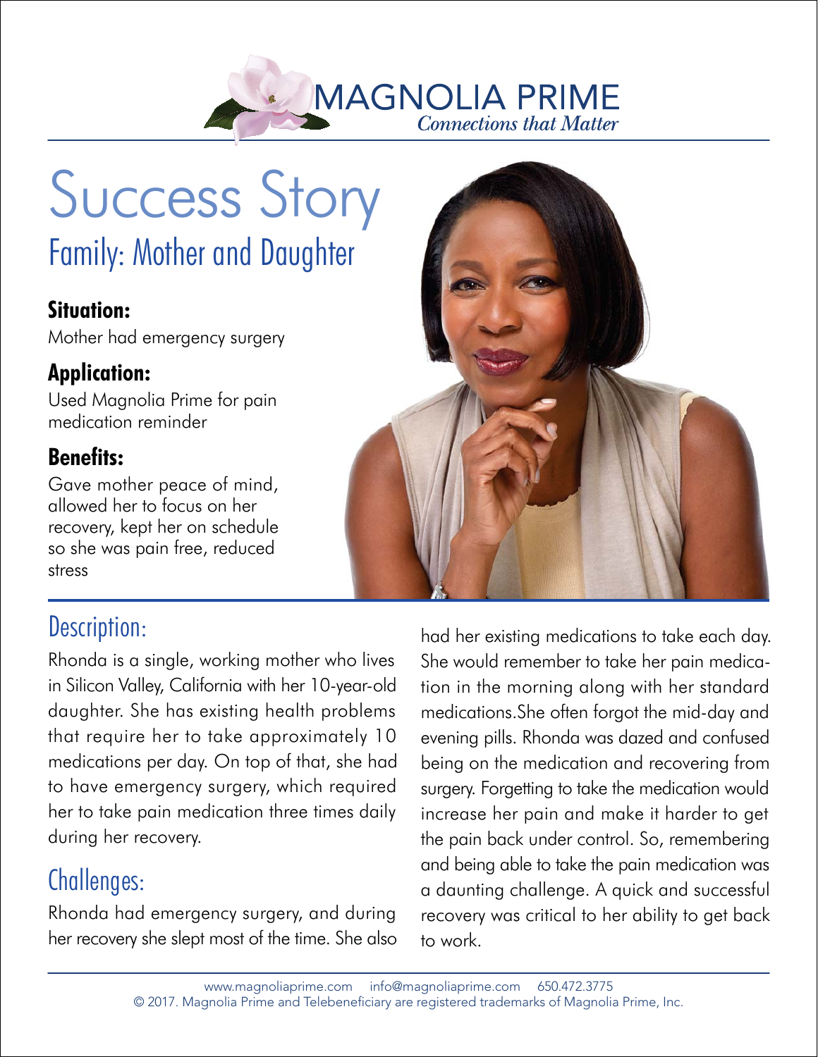MAGNOLIA PRIME

*Connections that Matter*

# Success Story

## Family: Mother and Daughter

### Situation:

Mother had emergency surgery

### Application:

Used Magnolia Prime for pain medication reminder

### Benefits:

Gave mother peace of mind, allowed her to focus on her recovery, kept her on schedule so she was pain free, reduced stress

## Description:

Rhonda is a single, working mother who lives in Silicon Valley, California with her 10-year-old daughter. She has existing health problems that require her to take approximately 10 medications per day. On top of that, she had to have emergency surgery, which required her to take pain medication three times daily during her recovery.

## Challenges:

Rhonda had emergency surgery, and during her recovery she slept most of the time. She also had her existing medications to take each day. She would remember to take her pain medication in the morning along with her standard medications.She often forgot the mid-day and evening pills. Rhonda was dazed and confused being on the medication and recovering from surgery. Forgetting to take the medication would increase her pain and make it harder to get the pain back under control. So, remembering and being able to take the pain medication was a daunting challenge. A quick and successful recovery was critical to her ability to get back to work.

www.magnoliaprime.com info@magnoliaprime.com 650.472.3775
© 2017. Magnolia Prime and Telebeneficiary are registered trademarks of Magnolia Prime, Inc.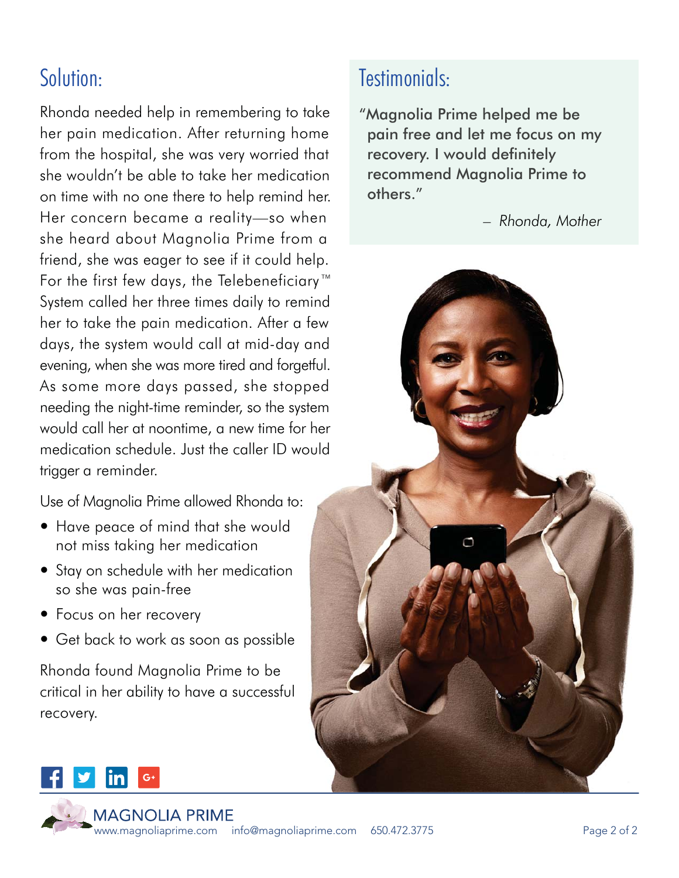## Solution:

Rhonda needed help in remembering to take her pain medication. After returning home from the hospital, she was very worried that she wouldn't be able to take her medication on time with no one there to help remind her. Her concern became a reality—so when she heard about Magnolia Prime from a friend, she was eager to see if it could help. For the first few days, the Telebeneficiary™ System called her three times daily to remind her to take the pain medication. After a few days, the system would call at mid-day and evening, when she was more tired and forgetful. As some more days passed, she stopped needing the night-time reminder, so the system would call her at noontime, a new time for her medication schedule. Just the caller ID would trigger a reminder.

Use of Magnolia Prime allowed Rhonda to:

- Have peace of mind that she would not miss taking her medication
- Stay on schedule with her medication so she was pain-free
- Focus on her recovery
- Get back to work as soon as possible

Rhonda found Magnolia Prime to be critical in her ability to have a successful recovery.

## Testimonials:

"Magnolia Prime helped me be pain free and let me focus on my recovery. I would definitely recommend Magnolia Prime to others."

*– Rhonda, Mother*

MAGNOLIA PRIME
www.magnoliaprime.com info@magnoliaprime.com 650.472.3775